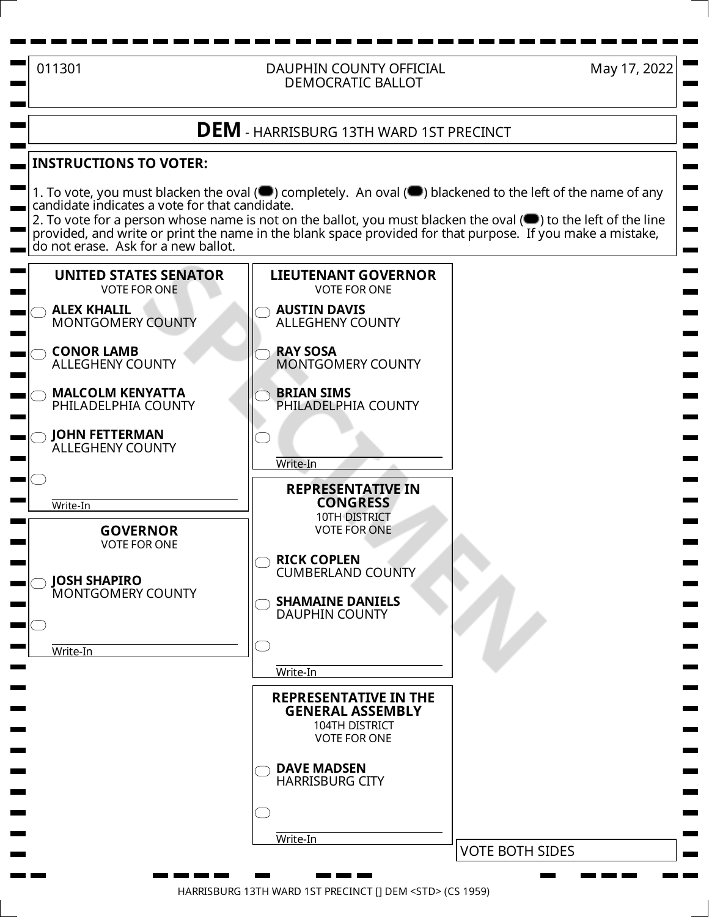011301 DAUPHIN COUNTY OFFICIAL DEMOCRATIC BALLOT May 17, 2022

# DEM - HARRISBURG 13TH WARD 1ST PRECINCT

**INSTRUCTIONS TO VOTER:**

1. To vote, you must blacken the oval (⬬) completely. An oval (⬬) blackened to the left of the name of any candidate indicates a vote for that candidate.
2. To vote for a person whose name is not on the ballot, you must blacken the oval (⬬) to the left of the line provided, and write or print the name in the blank space provided for that purpose. If you make a mistake, do not erase. Ask for a new ballot.

## UNITED STATES SENATOR
VOTE FOR ONE

- ◯ **ALEX KHALIL**
  MONTGOMERY COUNTY
- ◯ **CONOR LAMB**
  ALLEGHENY COUNTY
- ◯ **MALCOLM KENYATTA**
  PHILADELPHIA COUNTY
- ◯ **JOHN FETTERMAN**
  ALLEGHENY COUNTY
- ◯ ______________________
  Write-In

## GOVERNOR
VOTE FOR ONE

- ◯ **JOSH SHAPIRO**
  MONTGOMERY COUNTY
- ◯ ______________________
  Write-In

## LIEUTENANT GOVERNOR
VOTE FOR ONE

- ◯ **AUSTIN DAVIS**
  ALLEGHENY COUNTY
- ◯ **RAY SOSA**
  MONTGOMERY COUNTY
- ◯ **BRIAN SIMS**
  PHILADELPHIA COUNTY
- ◯ ______________________
  Write-In

## REPRESENTATIVE IN CONGRESS
10TH DISTRICT
VOTE FOR ONE

- ◯ **RICK COPLEN**
  CUMBERLAND COUNTY
- ◯ **SHAMAINE DANIELS**
  DAUPHIN COUNTY
- ◯ ______________________
  Write-In

## REPRESENTATIVE IN THE GENERAL ASSEMBLY
104TH DISTRICT
VOTE FOR ONE

- ◯ **DAVE MADSEN**
  HARRISBURG CITY
- ◯ ______________________
  Write-In

VOTE BOTH SIDES

HARRISBURG 13TH WARD 1ST PRECINCT [] DEM <STD> (CS 1959)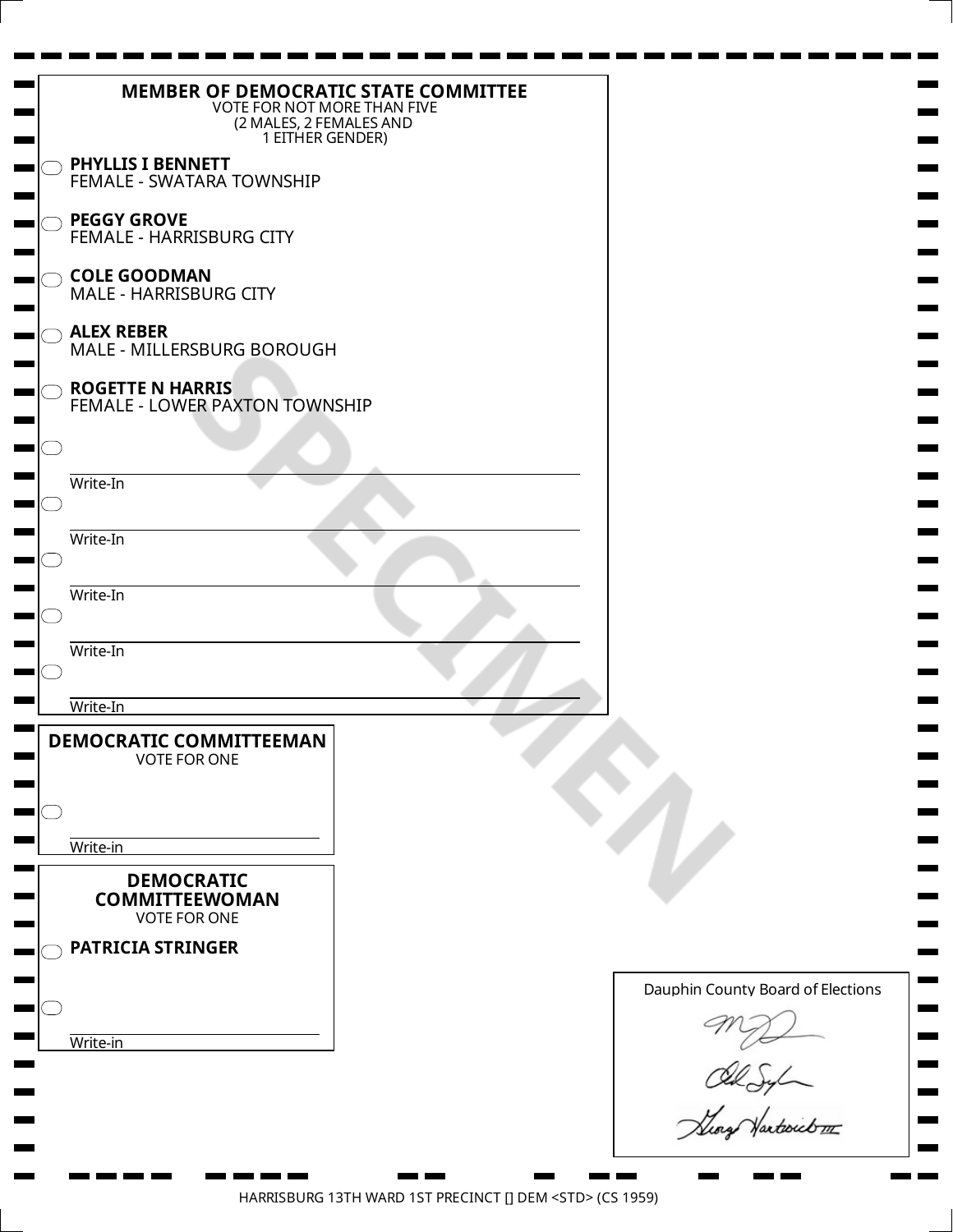## MEMBER OF DEMOCRATIC STATE COMMITTEE

VOTE FOR NOT MORE THAN FIVE
(2 MALES, 2 FEMALES AND
1 EITHER GENDER)

- **PHYLLIS I BENNETT**
  FEMALE - SWATARA TOWNSHIP
- **PEGGY GROVE**
  FEMALE - HARRISBURG CITY
- **COLE GOODMAN**
  MALE - HARRISBURG CITY
- **ALEX REBER**
  MALE - MILLERSBURG BOROUGH
- **ROGETTE N HARRIS**
  FEMALE - LOWER PAXTON TOWNSHIP
- Write-In
- Write-In
- Write-In
- Write-In
- Write-In

## DEMOCRATIC COMMITTEEMAN

VOTE FOR ONE

- Write-in

## DEMOCRATIC COMMITTEEWOMAN

VOTE FOR ONE

- **PATRICIA STRINGER**
- Write-in

SPECIMEN

Dauphin County Board of Elections

HARRISBURG 13TH WARD 1ST PRECINCT [] DEM <STD> (CS 1959)